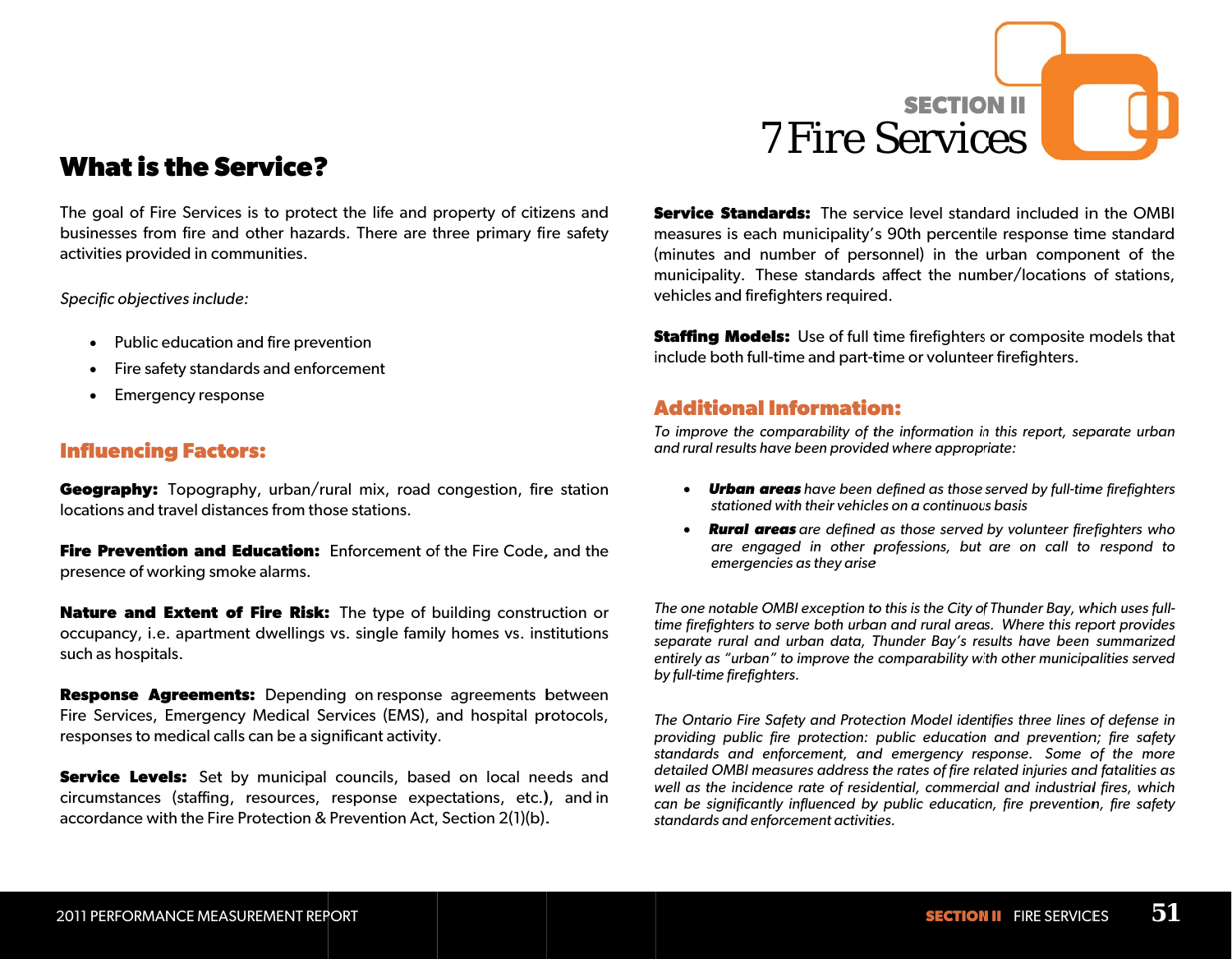# SECTION II
# 7 Fire Services

## What is the Service?

The goal of Fire Services is to protect the life and property of citizens and businesses from fire and other hazards. There are three primary fire safety activities provided in communities.

*Specific objectives include:*

- Public education and fire prevention
- Fire safety standards and enforcement
- Emergency response

### Influencing Factors:

**Geography:** Topography, urban/rural mix, road congestion, fire station locations and travel distances from those stations.

**Fire Prevention and Education:** Enforcement of the Fire Code, and the presence of working smoke alarms.

**Nature and Extent of Fire Risk:** The type of building construction or occupancy, i.e. apartment dwellings vs. single family homes vs. institutions such as hospitals.

**Response Agreements:** Depending on response agreements between Fire Services, Emergency Medical Services (EMS), and hospital protocols, responses to medical calls can be a significant activity.

**Service Levels:** Set by municipal councils, based on local needs and circumstances (staffing, resources, response expectations, etc.), and in accordance with the Fire Protection & Prevention Act, Section 2(1)(b).

**Service Standards:** The service level standard included in the OMBI measures is each municipality's 90th percentile response time standard (minutes and number of personnel) in the urban component of the municipality. These standards affect the number/locations of stations, vehicles and firefighters required.

**Staffing Models:** Use of full time firefighters or composite models that include both full-time and part-time or volunteer firefighters.

### Additional Information:

*To improve the comparability of the information in this report, separate urban and rural results have been provided where appropriate:*

- ***Urban areas*** *have been defined as those served by full-time firefighters stationed with their vehicles on a continuous basis*
- ***Rural areas*** *are defined as those served by volunteer firefighters who are engaged in other professions, but are on call to respond to emergencies as they arise*

*The one notable OMBI exception to this is the City of Thunder Bay, which uses full-time firefighters to serve both urban and rural areas. Where this report provides separate rural and urban data, Thunder Bay's results have been summarized entirely as "urban" to improve the comparability with other municipalities served by full-time firefighters.*

*The Ontario Fire Safety and Protection Model identifies three lines of defense in providing public fire protection: public education and prevention; fire safety standards and enforcement, and emergency response. Some of the more detailed OMBI measures address the rates of fire related injuries and fatalities as well as the incidence rate of residential, commercial and industrial fires, which can be significantly influenced by public education, fire prevention, fire safety standards and enforcement activities.*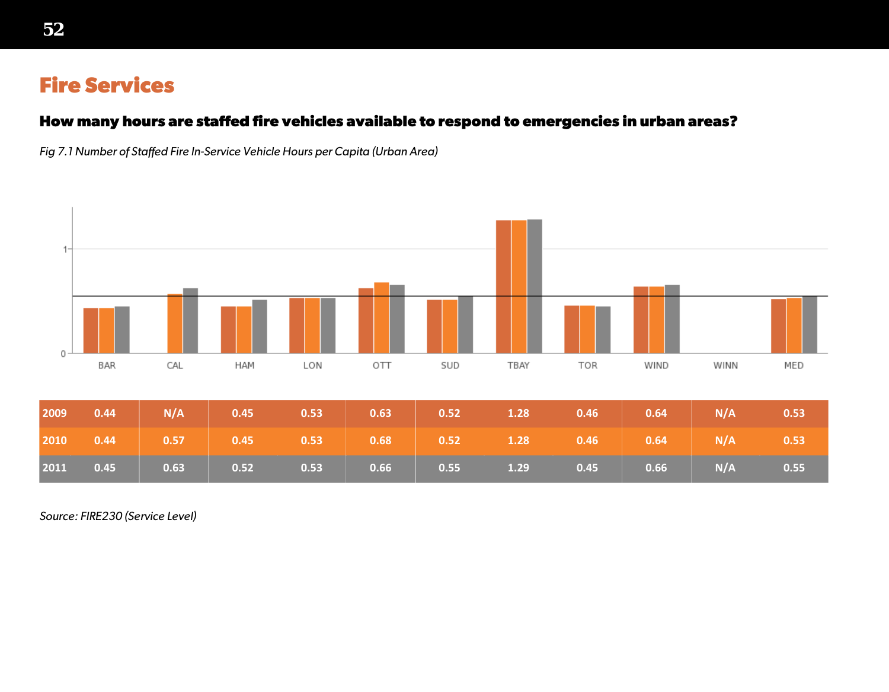# Fire Services

### How many hours are staffed fire vehicles available to respond to emergencies in urban areas?

*Fig 7.1 Number of Staffed Fire In-Service Vehicle Hours per Capita (Urban Area)*

| | BAR | CAL | HAM | LON | OTT | SUD | TBAY | TOR | WIND | WINN | MED |
|---|---|---|---|---|---|---|---|---|---|---|---|
| 2009 | 0.44 | N/A | 0.45 | 0.53 | 0.63 | 0.52 | 1.28 | 0.46 | 0.64 | N/A | 0.53 |
| 2010 | 0.44 | 0.57 | 0.45 | 0.53 | 0.68 | 0.52 | 1.28 | 0.46 | 0.64 | N/A | 0.53 |
| 2011 | 0.45 | 0.63 | 0.52 | 0.53 | 0.66 | 0.55 | 1.29 | 0.45 | 0.66 | N/A | 0.55 |

*Source: FIRE230 (Service Level)*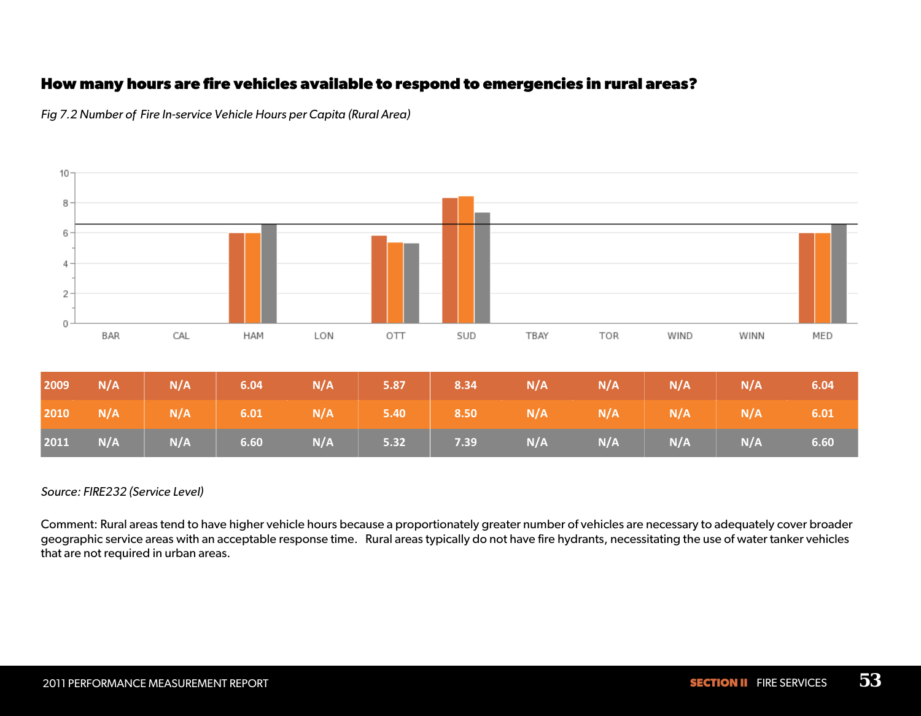## How many hours are fire vehicles available to respond to emergencies in rural areas?

*Fig 7.2 Number of Fire In-service Vehicle Hours per Capita (Rural Area)*

| | BAR | CAL | HAM | LON | OTT | SUD | TBAY | TOR | WIND | WINN | MED |
|---|---|---|---|---|---|---|---|---|---|---|---|
| 2009 | N/A | N/A | 6.04 | N/A | 5.87 | 8.34 | N/A | N/A | N/A | N/A | 6.04 |
| 2010 | N/A | N/A | 6.01 | N/A | 5.40 | 8.50 | N/A | N/A | N/A | N/A | 6.01 |
| 2011 | N/A | N/A | 6.60 | N/A | 5.32 | 7.39 | N/A | N/A | N/A | N/A | 6.60 |

*Source: FIRE232 (Service Level)*

Comment: Rural areas tend to have higher vehicle hours because a proportionately greater number of vehicles are necessary to adequately cover broader geographic service areas with an acceptable response time. Rural areas typically do not have fire hydrants, necessitating the use of water tanker vehicles that are not required in urban areas.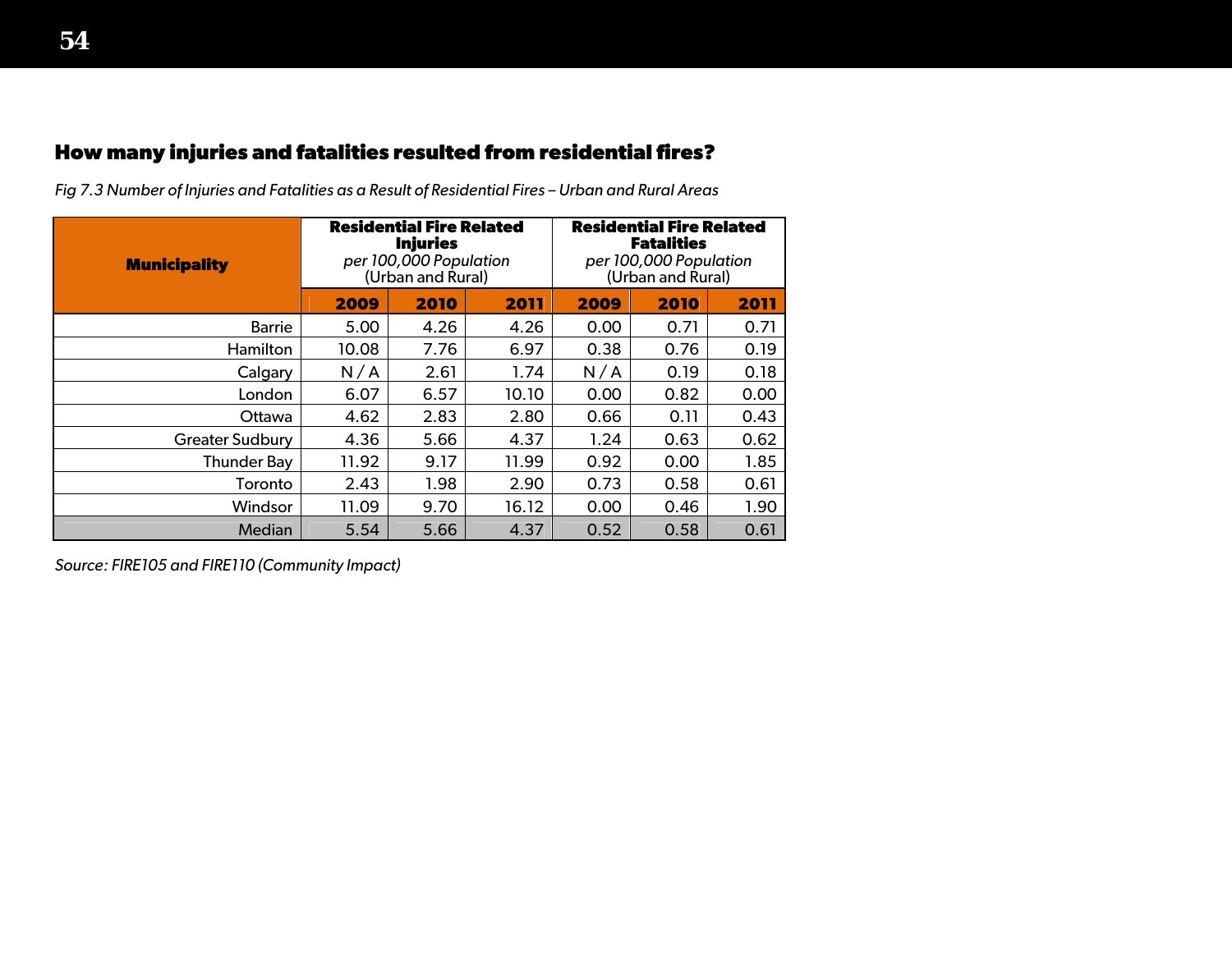## How many injuries and fatalities resulted from residential fires?

*Fig 7.3 Number of Injuries and Fatalities as a Result of Residential Fires – Urban and Rural Areas*

| Municipality | **Residential Fire Related Injuries** *per 100,000 Population* (Urban and Rural) | | | **Residential Fire Related Fatalities** *per 100,000 Population* (Urban and Rural) | | |
|---|---|---|---|---|---|---|
| | **2009** | **2010** | **2011** | **2009** | **2010** | **2011** |
| Barrie | 5.00 | 4.26 | 4.26 | 0.00 | 0.71 | 0.71 |
| Hamilton | 10.08 | 7.76 | 6.97 | 0.38 | 0.76 | 0.19 |
| Calgary | N / A | 2.61 | 1.74 | N / A | 0.19 | 0.18 |
| London | 6.07 | 6.57 | 10.10 | 0.00 | 0.82 | 0.00 |
| Ottawa | 4.62 | 2.83 | 2.80 | 0.66 | 0.11 | 0.43 |
| Greater Sudbury | 4.36 | 5.66 | 4.37 | 1.24 | 0.63 | 0.62 |
| Thunder Bay | 11.92 | 9.17 | 11.99 | 0.92 | 0.00 | 1.85 |
| Toronto | 2.43 | 1.98 | 2.90 | 0.73 | 0.58 | 0.61 |
| Windsor | 11.09 | 9.70 | 16.12 | 0.00 | 0.46 | 1.90 |
| Median | 5.54 | 5.66 | 4.37 | 0.52 | 0.58 | 0.61 |

*Source: FIRE105 and FIRE110 (Community Impact)*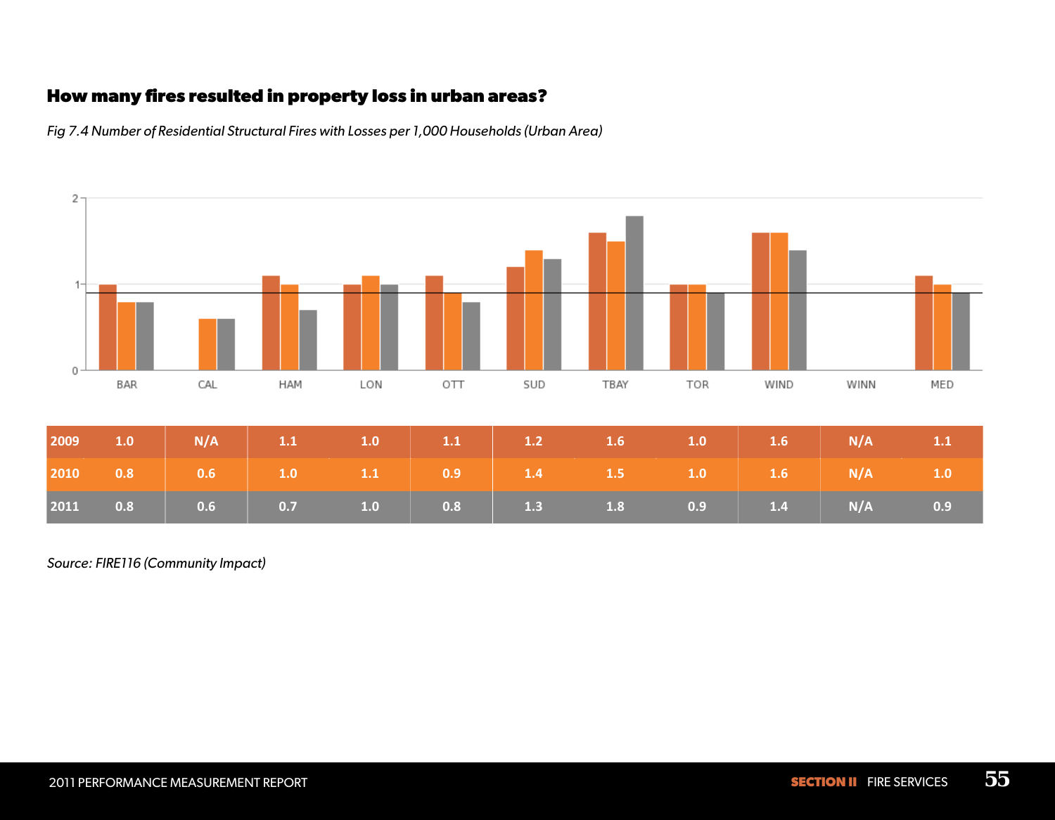## How many fires resulted in property loss in urban areas?

*Fig 7.4 Number of Residential Structural Fires with Losses per 1,000 Households (Urban Area)*

| | BAR | CAL | HAM | LON | OTT | SUD | TBAY | TOR | WIND | WINN | MED |
|---|---|---|---|---|---|---|---|---|---|---|---|
| 2009 | 1.0 | N/A | 1.1 | 1.0 | 1.1 | 1.2 | 1.6 | 1.0 | 1.6 | N/A | 1.1 |
| 2010 | 0.8 | 0.6 | 1.0 | 1.1 | 0.9 | 1.4 | 1.5 | 1.0 | 1.6 | N/A | 1.0 |
| 2011 | 0.8 | 0.6 | 0.7 | 1.0 | 0.8 | 1.3 | 1.8 | 0.9 | 1.4 | N/A | 0.9 |

*Source: FIRE116 (Community Impact)*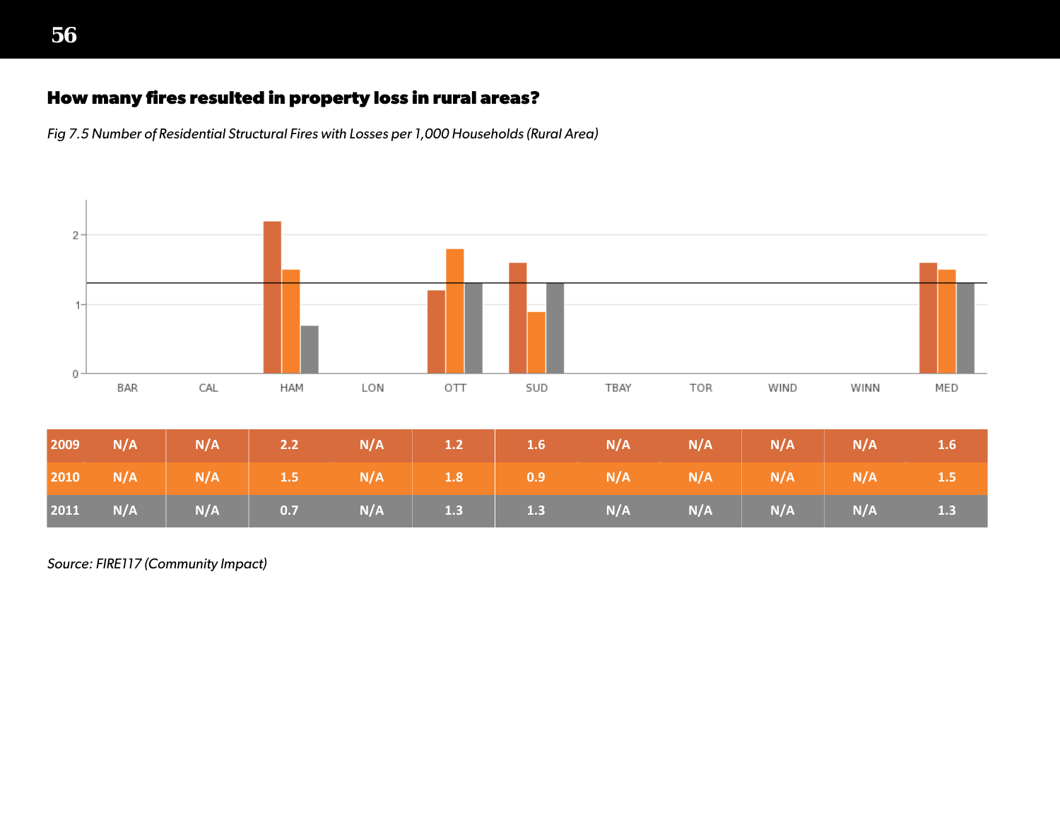## How many fires resulted in property loss in rural areas?

*Fig 7.5 Number of Residential Structural Fires with Losses per 1,000 Households (Rural Area)*

| | BAR | CAL | HAM | LON | OTT | SUD | TBAY | TOR | WIND | WINN | MED |
|---|---|---|---|---|---|---|---|---|---|---|---|
| 2009 | N/A | N/A | 2.2 | N/A | 1.2 | 1.6 | N/A | N/A | N/A | N/A | 1.6 |
| 2010 | N/A | N/A | 1.5 | N/A | 1.8 | 0.9 | N/A | N/A | N/A | N/A | 1.5 |
| 2011 | N/A | N/A | 0.7 | N/A | 1.3 | 1.3 | N/A | N/A | N/A | N/A | 1.3 |

*Source: FIRE117 (Community Impact)*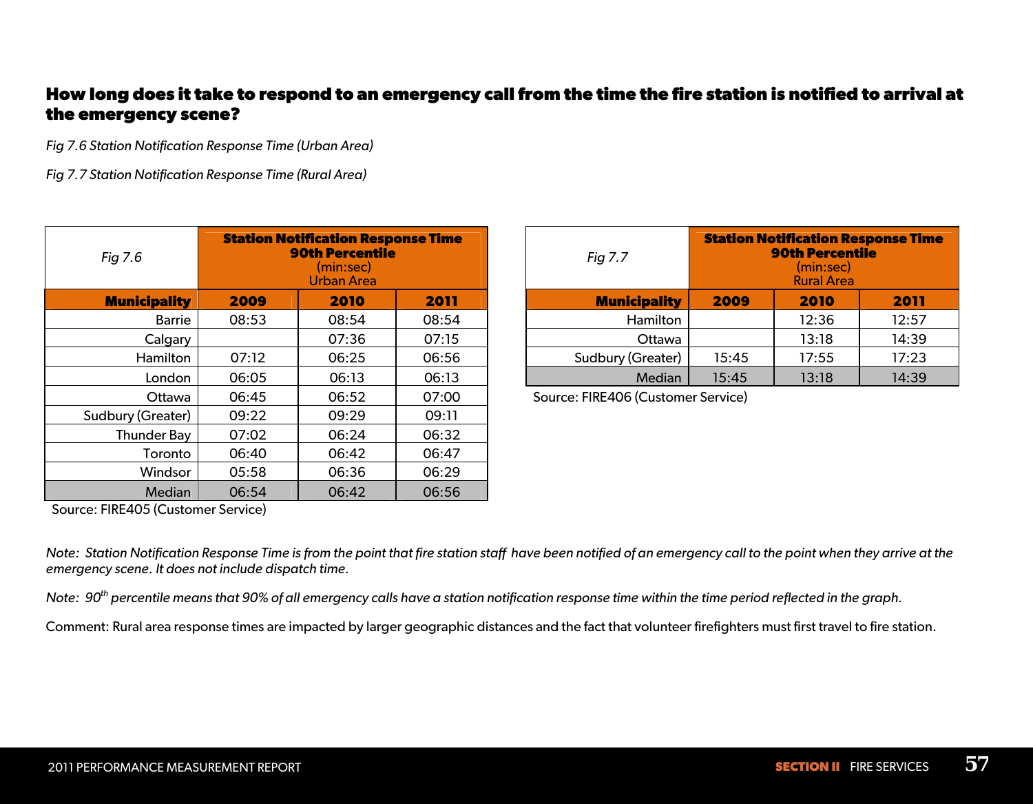## How long does it take to respond to an emergency call from the time the fire station is notified to arrival at the emergency scene?

*Fig 7.6 Station Notification Response Time (Urban Area)*

*Fig 7.7 Station Notification Response Time (Rural Area)*

| *Fig 7.6* | **Station Notification Response Time 90th Percentile** (min:sec) Urban Area | | |
|---|---|---|---|
| **Municipality** | **2009** | **2010** | **2011** |
| Barrie | 08:53 | 08:54 | 08:54 |
| Calgary | | 07:36 | 07:15 |
| Hamilton | 07:12 | 06:25 | 06:56 |
| London | 06:05 | 06:13 | 06:13 |
| Ottawa | 06:45 | 06:52 | 07:00 |
| Sudbury (Greater) | 09:22 | 09:29 | 09:11 |
| Thunder Bay | 07:02 | 06:24 | 06:32 |
| Toronto | 06:40 | 06:42 | 06:47 |
| Windsor | 05:58 | 06:36 | 06:29 |
| Median | 06:54 | 06:42 | 06:56 |

Source: FIRE405 (Customer Service)

| *Fig 7.7* | **Station Notification Response Time 90th Percentile** (min:sec) Rural Area | | |
|---|---|---|---|
| **Municipality** | **2009** | **2010** | **2011** |
| Hamilton | | 12:36 | 12:57 |
| Ottawa | | 13:18 | 14:39 |
| Sudbury (Greater) | 15:45 | 17:55 | 17:23 |
| Median | 15:45 | 13:18 | 14:39 |

Source: FIRE406 (Customer Service)

*Note: Station Notification Response Time is from the point that fire station staff have been notified of an emergency call to the point when they arrive at the emergency scene. It does not include dispatch time.*

*Note: 90th percentile means that 90% of all emergency calls have a station notification response time within the time period reflected in the graph.*

Comment: Rural area response times are impacted by larger geographic distances and the fact that volunteer firefighters must first travel to fire station.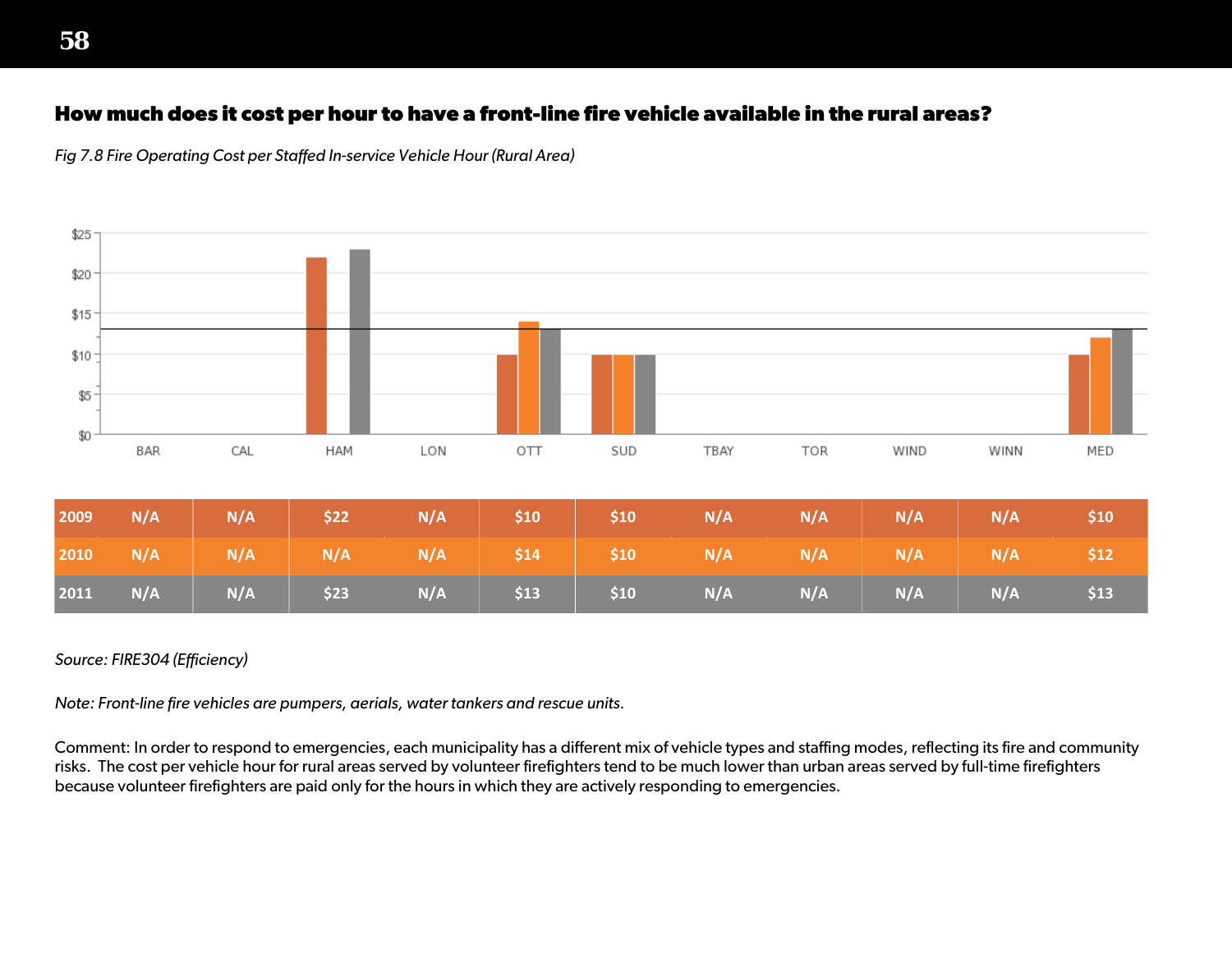## How much does it cost per hour to have a front-line fire vehicle available in the rural areas?

*Fig 7.8 Fire Operating Cost per Staffed In-service Vehicle Hour (Rural Area)*

| | BAR | CAL | HAM | LON | OTT | SUD | TBAY | TOR | WIND | WINN | MED |
|---|---|---|---|---|---|---|---|---|---|---|---|
| 2009 | N/A | N/A | $22 | N/A | $10 | $10 | N/A | N/A | N/A | N/A | $10 |
| 2010 | N/A | N/A | N/A | N/A | $14 | $10 | N/A | N/A | N/A | N/A | $12 |
| 2011 | N/A | N/A | $23 | N/A | $13 | $10 | N/A | N/A | N/A | N/A | $13 |

*Source: FIRE304 (Efficiency)*

*Note: Front-line fire vehicles are pumpers, aerials, water tankers and rescue units.*

Comment: In order to respond to emergencies, each municipality has a different mix of vehicle types and staffing modes, reflecting its fire and community risks. The cost per vehicle hour for rural areas served by volunteer firefighters tend to be much lower than urban areas served by full-time firefighters because volunteer firefighters are paid only for the hours in which they are actively responding to emergencies.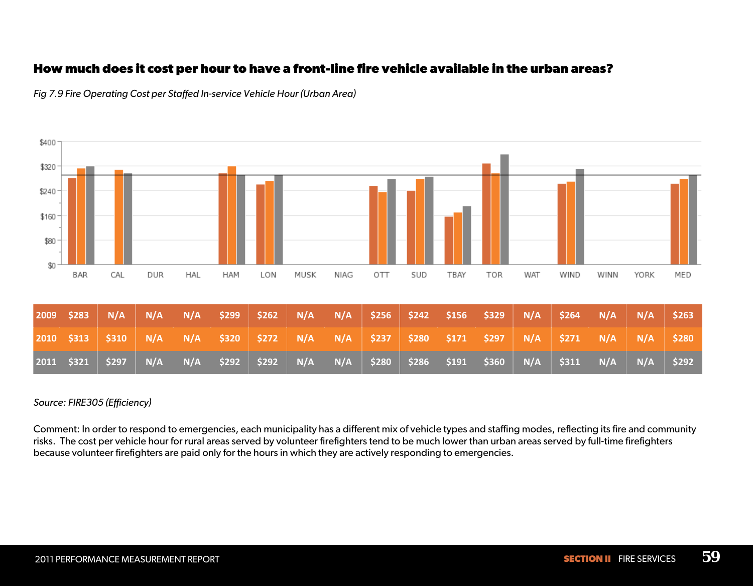## How much does it cost per hour to have a front-line fire vehicle available in the urban areas?

*Fig 7.9 Fire Operating Cost per Staffed In-service Vehicle Hour (Urban Area)*

| | BAR | CAL | DUR | HAL | HAM | LON | MUSK | NIAG | OTT | SUD | TBAY | TOR | WAT | WIND | WINN | YORK | MED |
|---|---|---|---|---|---|---|---|---|---|---|---|---|---|---|---|---|---|
| 2009 | $283 | N/A | N/A | N/A | $299 | $262 | N/A | N/A | $256 | $242 | $156 | $329 | N/A | $264 | N/A | N/A | $263 |
| 2010 | $313 | $310 | N/A | N/A | $320 | $272 | N/A | N/A | $237 | $280 | $171 | $297 | N/A | $271 | N/A | N/A | $280 |
| 2011 | $321 | $297 | N/A | N/A | $292 | $292 | N/A | N/A | $280 | $286 | $191 | $360 | N/A | $311 | N/A | N/A | $292 |

*Source: FIRE305 (Efficiency)*

Comment: In order to respond to emergencies, each municipality has a different mix of vehicle types and staffing modes, reflecting its fire and community risks. The cost per vehicle hour for rural areas served by volunteer firefighters tend to be much lower than urban areas served by full-time firefighters because volunteer firefighters are paid only for the hours in which they are actively responding to emergencies.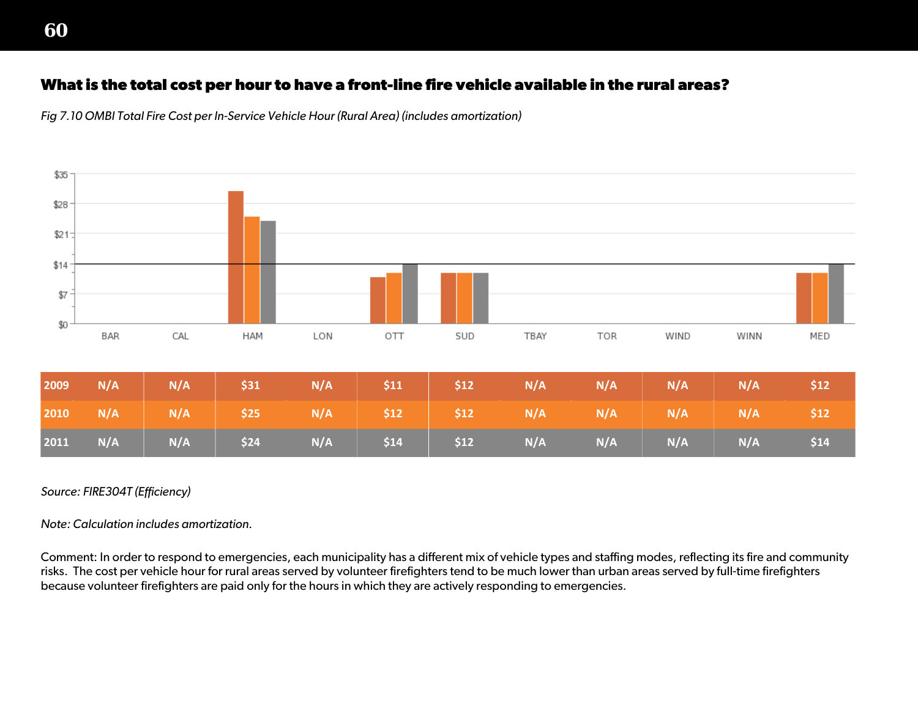## What is the total cost per hour to have a front-line fire vehicle available in the rural areas?

*Fig 7.10 OMBI Total Fire Cost per In-Service Vehicle Hour (Rural Area) (includes amortization)*

| | BAR | CAL | HAM | LON | OTT | SUD | TBAY | TOR | WIND | WINN | MED |
|---|---|---|---|---|---|---|---|---|---|---|---|
| 2009 | N/A | N/A | $31 | N/A | $11 | $12 | N/A | N/A | N/A | N/A | $12 |
| 2010 | N/A | N/A | $25 | N/A | $12 | $12 | N/A | N/A | N/A | N/A | $12 |
| 2011 | N/A | N/A | $24 | N/A | $14 | $12 | N/A | N/A | N/A | N/A | $14 |

*Source: FIRE304T (Efficiency)*

*Note: Calculation includes amortization.*

Comment: In order to respond to emergencies, each municipality has a different mix of vehicle types and staffing modes, reflecting its fire and community risks. The cost per vehicle hour for rural areas served by volunteer firefighters tend to be much lower than urban areas served by full-time firefighters because volunteer firefighters are paid only for the hours in which they are actively responding to emergencies.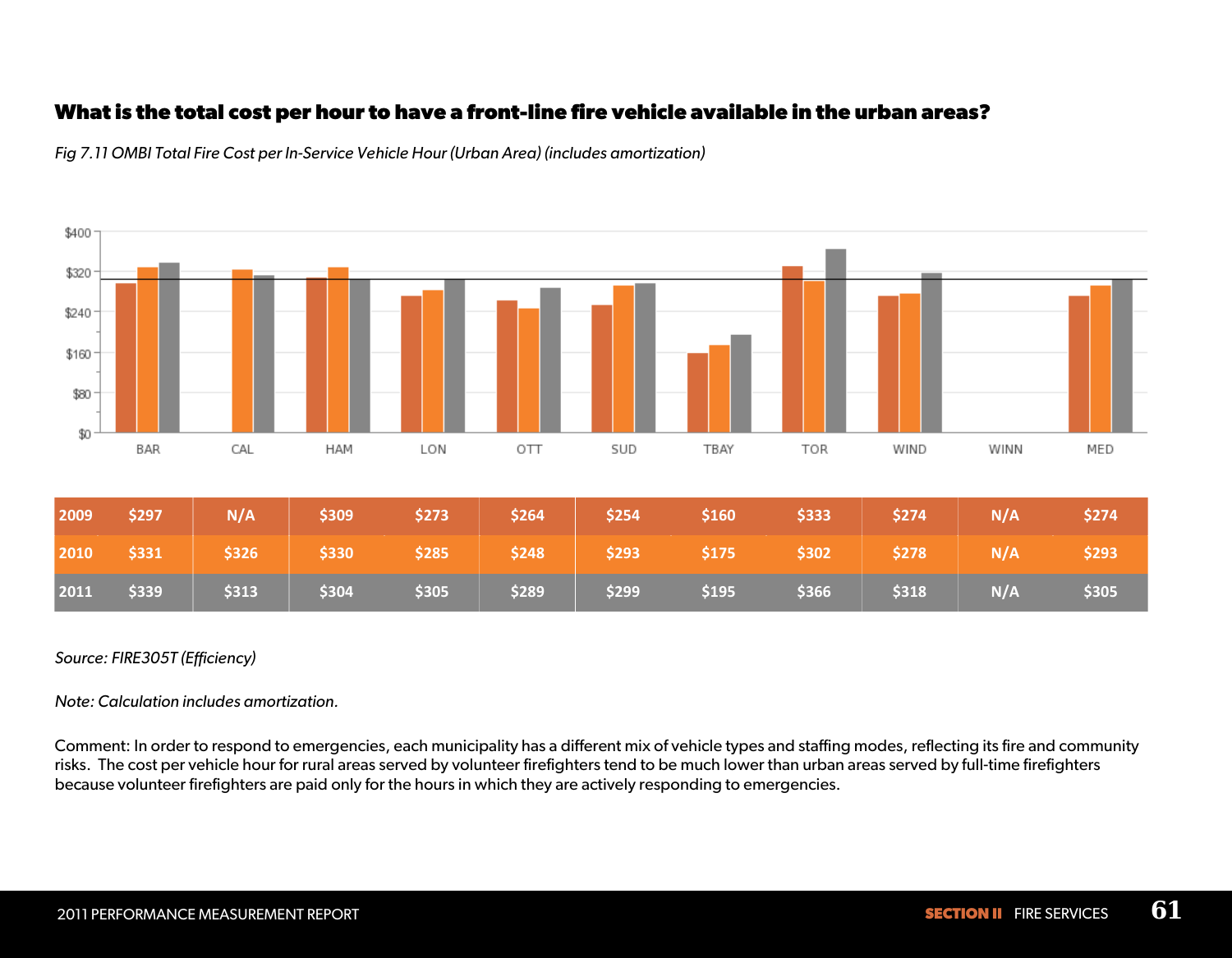## What is the total cost per hour to have a front-line fire vehicle available in the urban areas?

*Fig 7.11 OMBI Total Fire Cost per In-Service Vehicle Hour (Urban Area) (includes amortization)*

$400
$320
$240
$160
$80
$0

BAR CAL HAM LON OTT SUD TBAY TOR WIND WINN MED

| | BAR | CAL | HAM | LON | OTT | SUD | TBAY | TOR | WIND | WINN | MED |
|---|---|---|---|---|---|---|---|---|---|---|---|
| 2009 | $297 | N/A | $309 | $273 | $264 | $254 | $160 | $333 | $274 | N/A | $274 |
| 2010 | $331 | $326 | $330 | $285 | $248 | $293 | $175 | $302 | $278 | N/A | $293 |
| 2011 | $339 | $313 | $304 | $305 | $289 | $299 | $195 | $366 | $318 | N/A | $305 |

*Source: FIRE305T (Efficiency)*

*Note: Calculation includes amortization.*

Comment: In order to respond to emergencies, each municipality has a different mix of vehicle types and staffing modes, reflecting its fire and community risks. The cost per vehicle hour for rural areas served by volunteer firefighters tend to be much lower than urban areas served by full-time firefighters because volunteer firefighters are paid only for the hours in which they are actively responding to emergencies.